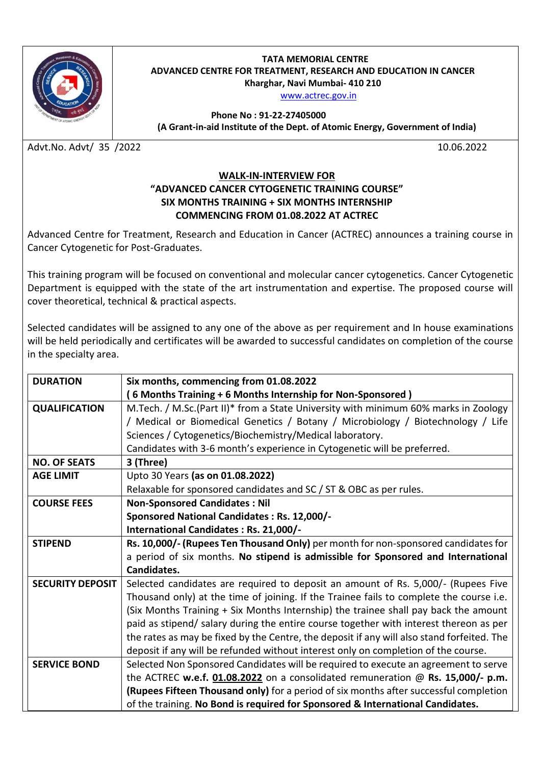**TATA MEMORIAL CENTRE**
**ADVANCED CENTRE FOR TREATMENT, RESEARCH AND EDUCATION IN CANCER**
**Kharghar, Navi Mumbai- 410 210**
www.actrec.gov.in

**Phone No : 91-22-27405000**
**(A Grant-in-aid Institute of the Dept. of Atomic Energy, Government of India)**

Advt.No. Advt/ 35 /2022 — 10.06.2022

## WALK-IN-INTERVIEW FOR "ADVANCED CANCER CYTOGENETIC TRAINING COURSE" SIX MONTHS TRAINING + SIX MONTHS INTERNSHIP COMMENCING FROM 01.08.2022 AT ACTREC

Advanced Centre for Treatment, Research and Education in Cancer (ACTREC) announces a training course in Cancer Cytogenetic for Post-Graduates.

This training program will be focused on conventional and molecular cancer cytogenetics. Cancer Cytogenetic Department is equipped with the state of the art instrumentation and expertise. The proposed course will cover theoretical, technical & practical aspects.

Selected candidates will be assigned to any one of the above as per requirement and In house examinations will be held periodically and certificates will be awarded to successful candidates on completion of the course in the specialty area.

| | |
|---|---|
| **DURATION** | **Six months, commencing from 01.08.2022**<br>**( 6 Months Training + 6 Months Internship for Non-Sponsored )** |
| **QUALIFICATION** | M.Tech. / M.Sc.(Part II)* from a State University with minimum 60% marks in Zoology / Medical or Biomedical Genetics / Botany / Microbiology / Biotechnology / Life Sciences / Cytogenetics/Biochemistry/Medical laboratory.<br>Candidates with 3-6 month's experience in Cytogenetic will be preferred. |
| **NO. OF SEATS** | **3 (Three)** |
| **AGE LIMIT** | Upto 30 Years **(as on 01.08.2022)**<br>Relaxable for sponsored candidates and SC / ST & OBC as per rules. |
| **COURSE FEES** | **Non-Sponsored Candidates : Nil**<br>**Sponsored National Candidates : Rs. 12,000/-**<br>**International Candidates : Rs. 21,000/-** |
| **STIPEND** | **Rs. 10,000/- (Rupees Ten Thousand Only)** per month for non-sponsored candidates for a period of six months. **No stipend is admissible for Sponsored and International Candidates.** |
| **SECURITY DEPOSIT** | Selected candidates are required to deposit an amount of Rs. 5,000/- (Rupees Five Thousand only) at the time of joining. If the Trainee fails to complete the course i.e. (Six Months Training + Six Months Internship) the trainee shall pay back the amount paid as stipend/ salary during the entire course together with interest thereon as per the rates as may be fixed by the Centre, the deposit if any will also stand forfeited. The deposit if any will be refunded without interest only on completion of the course. |
| **SERVICE BOND** | Selected Non Sponsored Candidates will be required to execute an agreement to serve the ACTREC **w.e.f. 01.08.2022** on a consolidated remuneration @ **Rs. 15,000/- p.m. (Rupees Fifteen Thousand only)** for a period of six months after successful completion of the training. **No Bond is required for Sponsored & International Candidates.** |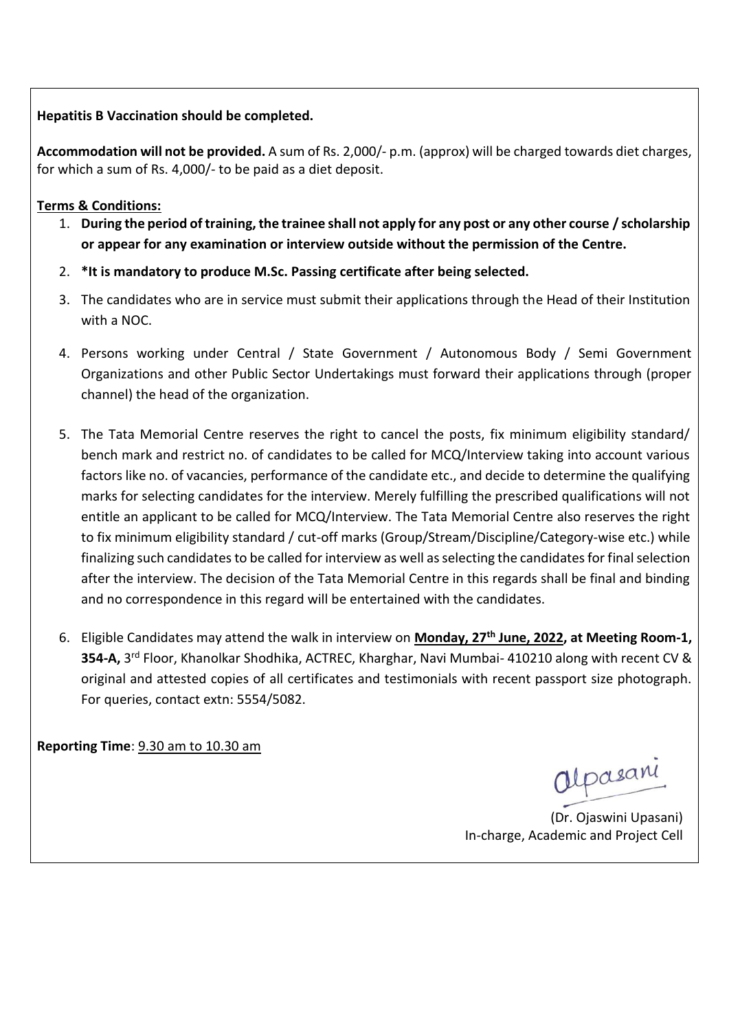**Hepatitis B Vaccination should be completed.**

**Accommodation will not be provided.** A sum of Rs. 2,000/- p.m. (approx) will be charged towards diet charges, for which a sum of Rs. 4,000/- to be paid as a diet deposit.

**Terms & Conditions:**

1. **During the period of training, the trainee shall not apply for any post or any other course / scholarship or appear for any examination or interview outside without the permission of the Centre.**
2. ***It is mandatory to produce M.Sc. Passing certificate after being selected.**
3. The candidates who are in service must submit their applications through the Head of their Institution with a NOC.
4. Persons working under Central / State Government / Autonomous Body / Semi Government Organizations and other Public Sector Undertakings must forward their applications through (proper channel) the head of the organization.
5. The Tata Memorial Centre reserves the right to cancel the posts, fix minimum eligibility standard/ bench mark and restrict no. of candidates to be called for MCQ/Interview taking into account various factors like no. of vacancies, performance of the candidate etc., and decide to determine the qualifying marks for selecting candidates for the interview. Merely fulfilling the prescribed qualifications will not entitle an applicant to be called for MCQ/Interview. The Tata Memorial Centre also reserves the right to fix minimum eligibility standard / cut-off marks (Group/Stream/Discipline/Category-wise etc.) while finalizing such candidates to be called for interview as well as selecting the candidates for final selection after the interview. The decision of the Tata Memorial Centre in this regards shall be final and binding and no correspondence in this regard will be entertained with the candidates.
6. Eligible Candidates may attend the walk in interview on **Monday, 27th June, 2022, at Meeting Room-1, 354-A,** 3rd Floor, Khanolkar Shodhika, ACTREC, Kharghar, Navi Mumbai- 410210 along with recent CV & original and attested copies of all certificates and testimonials with recent passport size photograph. For queries, contact extn: 5554/5082.

**Reporting Time**: 9.30 am to 10.30 am

Oupasani

(Dr. Ojaswini Upasani)
In-charge, Academic and Project Cell